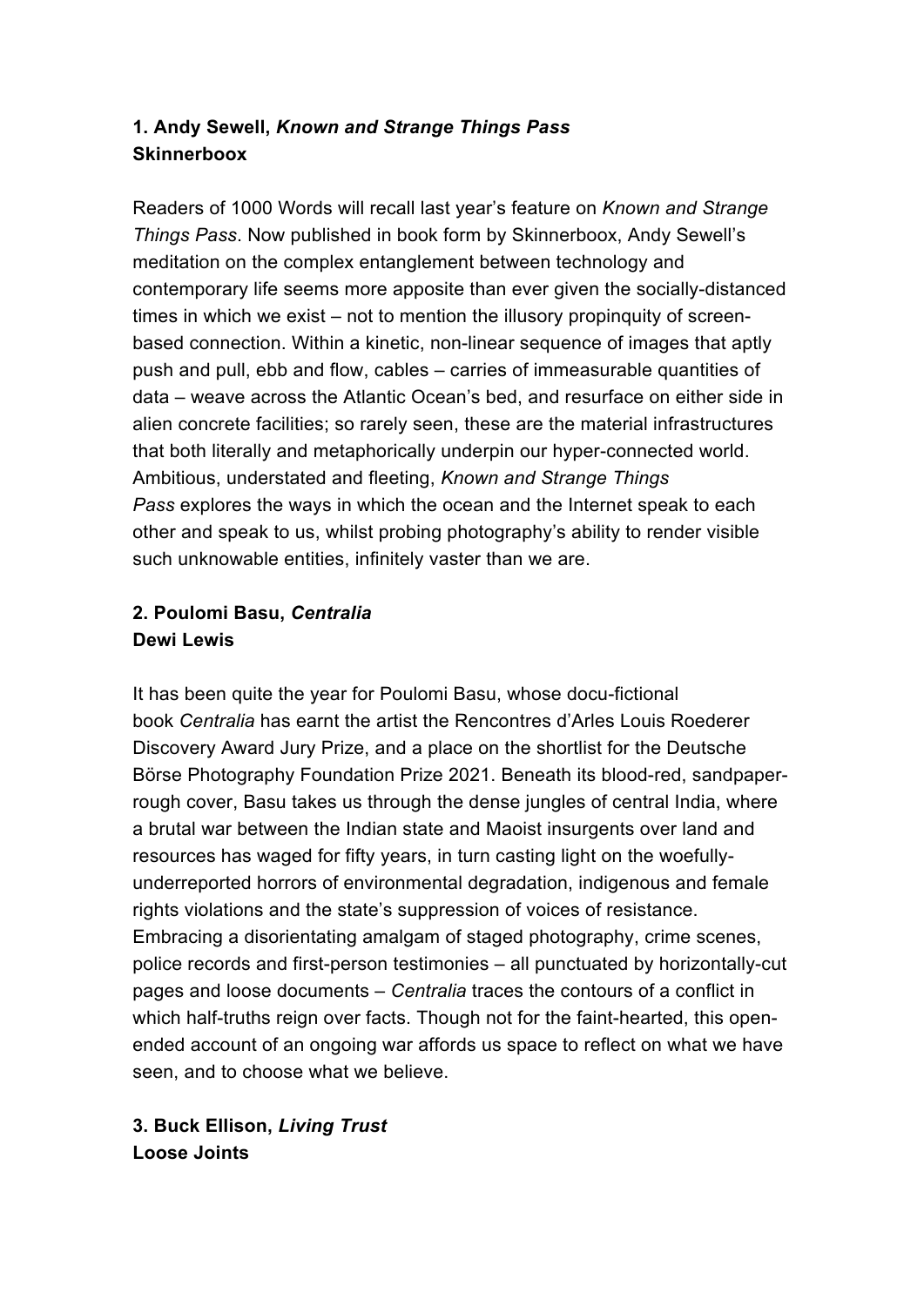**1. Andy Sewell, *Known and Strange Things Pass***
**Skinnerboox**

Readers of 1000 Words will recall last year's feature on *Known and Strange Things Pass*. Now published in book form by Skinnerboox, Andy Sewell's meditation on the complex entanglement between technology and contemporary life seems more apposite than ever given the socially-distanced times in which we exist – not to mention the illusory propinquity of screen-based connection. Within a kinetic, non-linear sequence of images that aptly push and pull, ebb and flow, cables – carries of immeasurable quantities of data – weave across the Atlantic Ocean's bed, and resurface on either side in alien concrete facilities; so rarely seen, these are the material infrastructures that both literally and metaphorically underpin our hyper-connected world. Ambitious, understated and fleeting, *Known and Strange Things Pass* explores the ways in which the ocean and the Internet speak to each other and speak to us, whilst probing photography's ability to render visible such unknowable entities, infinitely vaster than we are.

**2. Poulomi Basu, *Centralia***
**Dewi Lewis**

It has been quite the year for Poulomi Basu, whose docu-fictional book *Centralia* has earnt the artist the Rencontres d'Arles Louis Roederer Discovery Award Jury Prize, and a place on the shortlist for the Deutsche Börse Photography Foundation Prize 2021. Beneath its blood-red, sandpaper-rough cover, Basu takes us through the dense jungles of central India, where a brutal war between the Indian state and Maoist insurgents over land and resources has waged for fifty years, in turn casting light on the woefully-underreported horrors of environmental degradation, indigenous and female rights violations and the state's suppression of voices of resistance. Embracing a disorientating amalgam of staged photography, crime scenes, police records and first-person testimonies – all punctuated by horizontally-cut pages and loose documents – *Centralia* traces the contours of a conflict in which half-truths reign over facts. Though not for the faint-hearted, this open-ended account of an ongoing war affords us space to reflect on what we have seen, and to choose what we believe.

**3. Buck Ellison, *Living Trust***
**Loose Joints**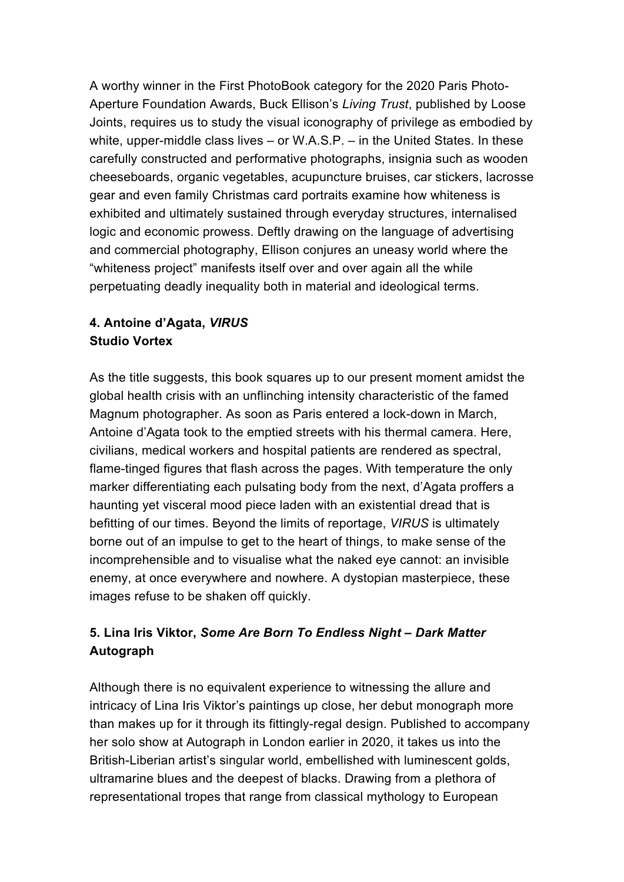A worthy winner in the First PhotoBook category for the 2020 Paris Photo-Aperture Foundation Awards, Buck Ellison's *Living Trust*, published by Loose Joints, requires us to study the visual iconography of privilege as embodied by white, upper-middle class lives – or W.A.S.P. – in the United States. In these carefully constructed and performative photographs, insignia such as wooden cheeseboards, organic vegetables, acupuncture bruises, car stickers, lacrosse gear and even family Christmas card portraits examine how whiteness is exhibited and ultimately sustained through everyday structures, internalised logic and economic prowess. Deftly drawing on the language of advertising and commercial photography, Ellison conjures an uneasy world where the "whiteness project" manifests itself over and over again all the while perpetuating deadly inequality both in material and ideological terms.

**4. Antoine d'Agata, *VIRUS***
**Studio Vortex**

As the title suggests, this book squares up to our present moment amidst the global health crisis with an unflinching intensity characteristic of the famed Magnum photographer. As soon as Paris entered a lock-down in March, Antoine d'Agata took to the emptied streets with his thermal camera. Here, civilians, medical workers and hospital patients are rendered as spectral, flame-tinged figures that flash across the pages. With temperature the only marker differentiating each pulsating body from the next, d'Agata proffers a haunting yet visceral mood piece laden with an existential dread that is befitting of our times. Beyond the limits of reportage, *VIRUS* is ultimately borne out of an impulse to get to the heart of things, to make sense of the incomprehensible and to visualise what the naked eye cannot: an invisible enemy, at once everywhere and nowhere. A dystopian masterpiece, these images refuse to be shaken off quickly.

**5. Lina Iris Viktor, *Some Are Born To Endless Night – Dark Matter***
**Autograph**

Although there is no equivalent experience to witnessing the allure and intricacy of Lina Iris Viktor's paintings up close, her debut monograph more than makes up for it through its fittingly-regal design. Published to accompany her solo show at Autograph in London earlier in 2020, it takes us into the British-Liberian artist's singular world, embellished with luminescent golds, ultramarine blues and the deepest of blacks. Drawing from a plethora of representational tropes that range from classical mythology to European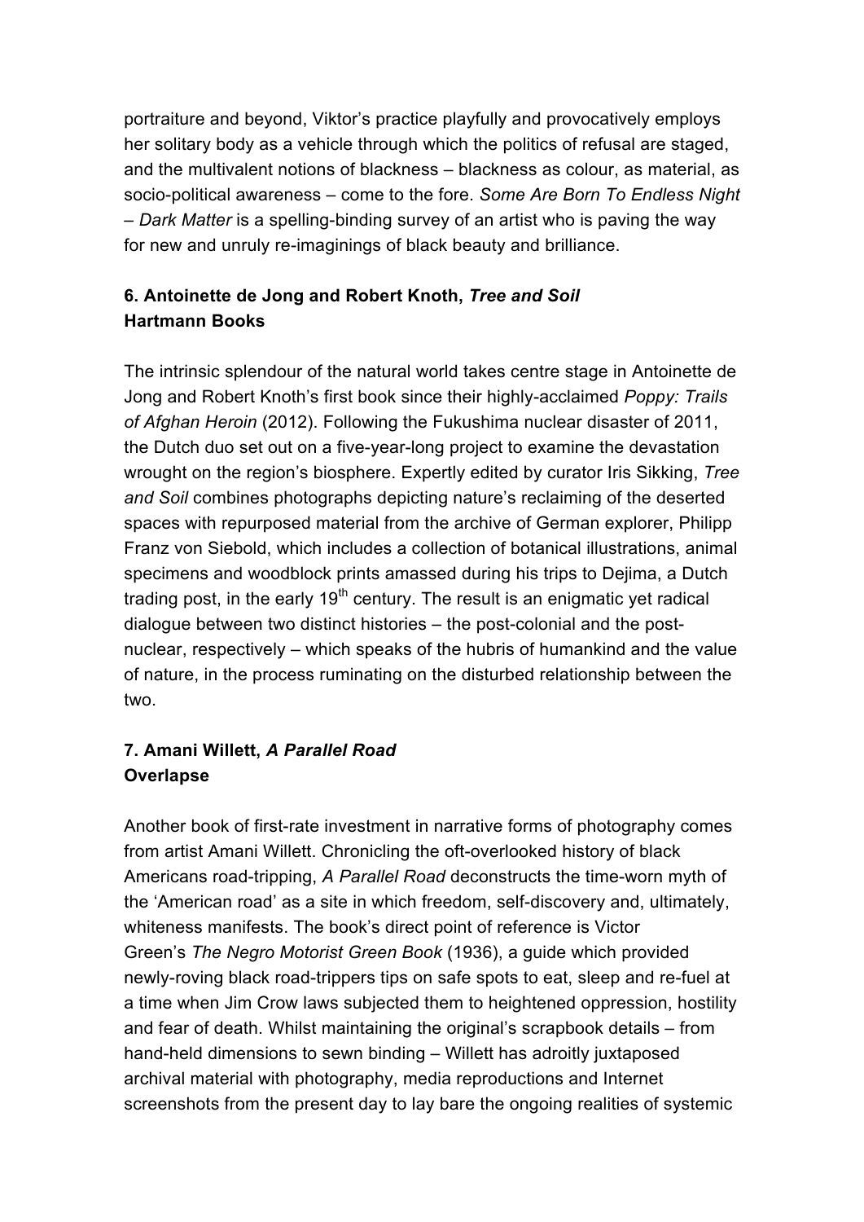portraiture and beyond, Viktor's practice playfully and provocatively employs her solitary body as a vehicle through which the politics of refusal are staged, and the multivalent notions of blackness – blackness as colour, as material, as socio-political awareness – come to the fore. *Some Are Born To Endless Night – Dark Matter* is a spelling-binding survey of an artist who is paving the way for new and unruly re-imaginings of black beauty and brilliance.

### 6. Antoinette de Jong and Robert Knoth, *Tree and Soil*
**Hartmann Books**

The intrinsic splendour of the natural world takes centre stage in Antoinette de Jong and Robert Knoth's first book since their highly-acclaimed *Poppy: Trails of Afghan Heroin* (2012). Following the Fukushima nuclear disaster of 2011, the Dutch duo set out on a five-year-long project to examine the devastation wrought on the region's biosphere. Expertly edited by curator Iris Sikking, *Tree and Soil* combines photographs depicting nature's reclaiming of the deserted spaces with repurposed material from the archive of German explorer, Philipp Franz von Siebold, which includes a collection of botanical illustrations, animal specimens and woodblock prints amassed during his trips to Dejima, a Dutch trading post, in the early 19th century. The result is an enigmatic yet radical dialogue between two distinct histories – the post-colonial and the post-nuclear, respectively – which speaks of the hubris of humankind and the value of nature, in the process ruminating on the disturbed relationship between the two.

### 7. Amani Willett, *A Parallel Road*
**Overlapse**

Another book of first-rate investment in narrative forms of photography comes from artist Amani Willett. Chronicling the oft-overlooked history of black Americans road-tripping, *A Parallel Road* deconstructs the time-worn myth of the 'American road' as a site in which freedom, self-discovery and, ultimately, whiteness manifests. The book's direct point of reference is Victor Green's *The Negro Motorist Green Book* (1936), a guide which provided newly-roving black road-trippers tips on safe spots to eat, sleep and re-fuel at a time when Jim Crow laws subjected them to heightened oppression, hostility and fear of death. Whilst maintaining the original's scrapbook details – from hand-held dimensions to sewn binding – Willett has adroitly juxtaposed archival material with photography, media reproductions and Internet screenshots from the present day to lay bare the ongoing realities of systemic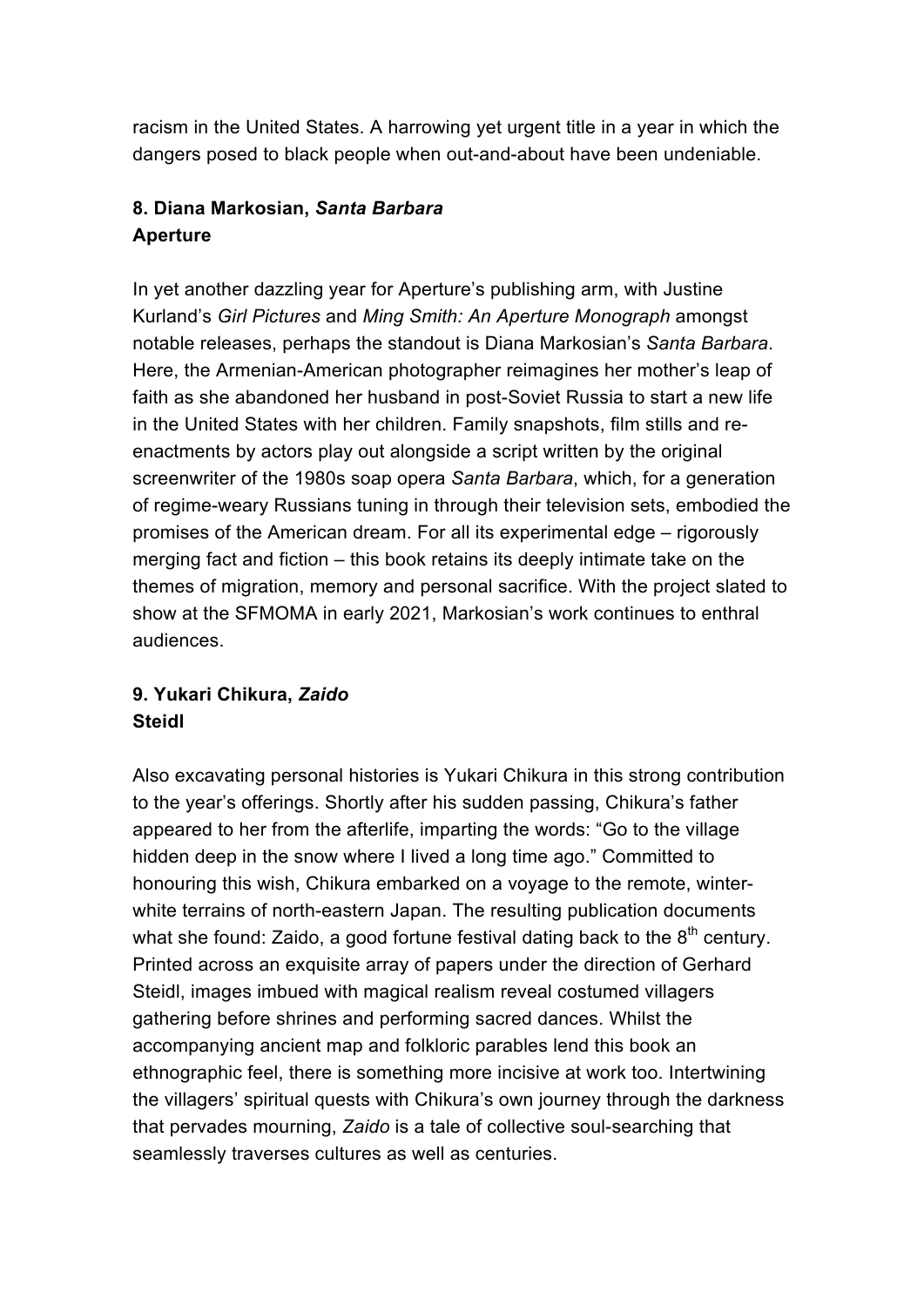racism in the United States. A harrowing yet urgent title in a year in which the dangers posed to black people when out-and-about have been undeniable.

### 8. Diana Markosian, *Santa Barbara*
**Aperture**

In yet another dazzling year for Aperture's publishing arm, with Justine Kurland's *Girl Pictures* and *Ming Smith: An Aperture Monograph* amongst notable releases, perhaps the standout is Diana Markosian's *Santa Barbara*. Here, the Armenian-American photographer reimagines her mother's leap of faith as she abandoned her husband in post-Soviet Russia to start a new life in the United States with her children. Family snapshots, film stills and re-enactments by actors play out alongside a script written by the original screenwriter of the 1980s soap opera *Santa Barbara*, which, for a generation of regime-weary Russians tuning in through their television sets, embodied the promises of the American dream. For all its experimental edge – rigorously merging fact and fiction – this book retains its deeply intimate take on the themes of migration, memory and personal sacrifice. With the project slated to show at the SFMOMA in early 2021, Markosian's work continues to enthral audiences.

### 9. Yukari Chikura, *Zaido*
**Steidl**

Also excavating personal histories is Yukari Chikura in this strong contribution to the year's offerings. Shortly after his sudden passing, Chikura's father appeared to her from the afterlife, imparting the words: "Go to the village hidden deep in the snow where I lived a long time ago." Committed to honouring this wish, Chikura embarked on a voyage to the remote, winter-white terrains of north-eastern Japan. The resulting publication documents what she found: Zaido, a good fortune festival dating back to the 8th century. Printed across an exquisite array of papers under the direction of Gerhard Steidl, images imbued with magical realism reveal costumed villagers gathering before shrines and performing sacred dances. Whilst the accompanying ancient map and folkloric parables lend this book an ethnographic feel, there is something more incisive at work too. Intertwining the villagers' spiritual quests with Chikura's own journey through the darkness that pervades mourning, *Zaido* is a tale of collective soul-searching that seamlessly traverses cultures as well as centuries.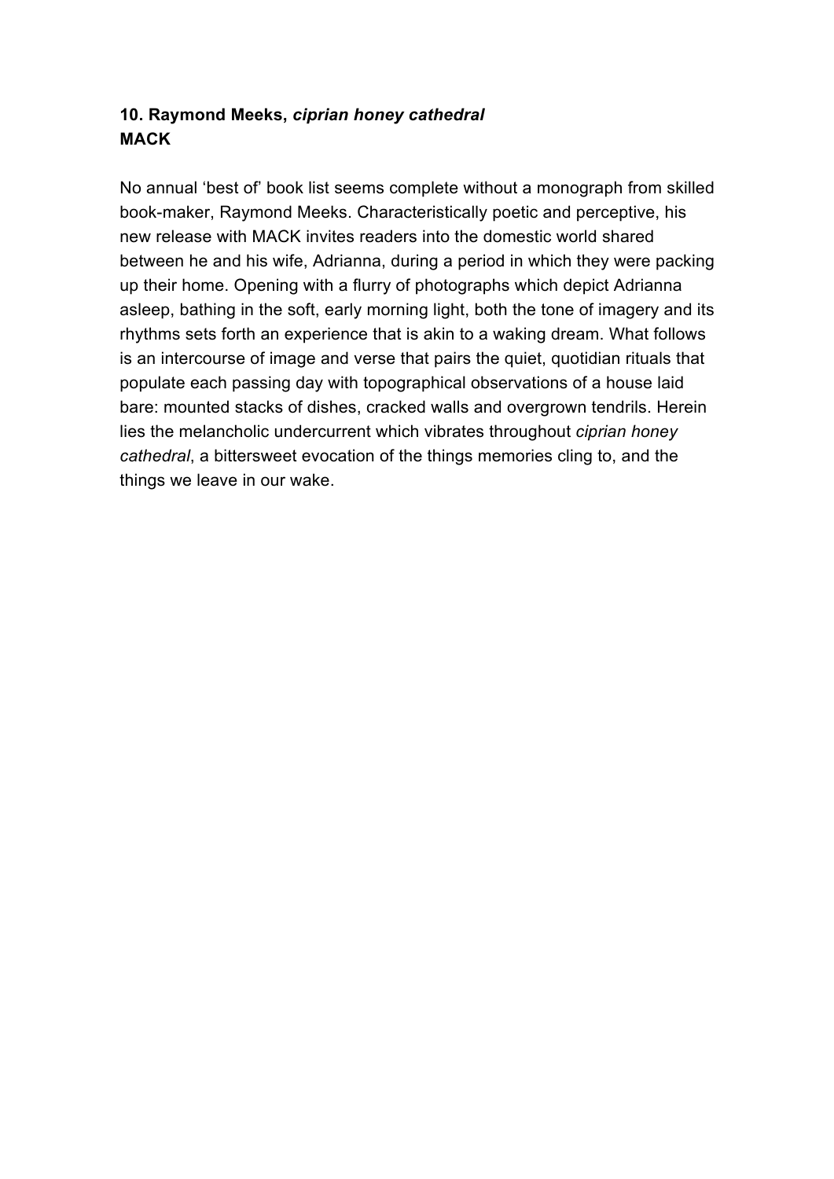**10. Raymond Meeks, *ciprian honey cathedral***
**MACK**

No annual 'best of' book list seems complete without a monograph from skilled book-maker, Raymond Meeks. Characteristically poetic and perceptive, his new release with MACK invites readers into the domestic world shared between he and his wife, Adrianna, during a period in which they were packing up their home. Opening with a flurry of photographs which depict Adrianna asleep, bathing in the soft, early morning light, both the tone of imagery and its rhythms sets forth an experience that is akin to a waking dream. What follows is an intercourse of image and verse that pairs the quiet, quotidian rituals that populate each passing day with topographical observations of a house laid bare: mounted stacks of dishes, cracked walls and overgrown tendrils. Herein lies the melancholic undercurrent which vibrates throughout *ciprian honey cathedral*, a bittersweet evocation of the things memories cling to, and the things we leave in our wake.